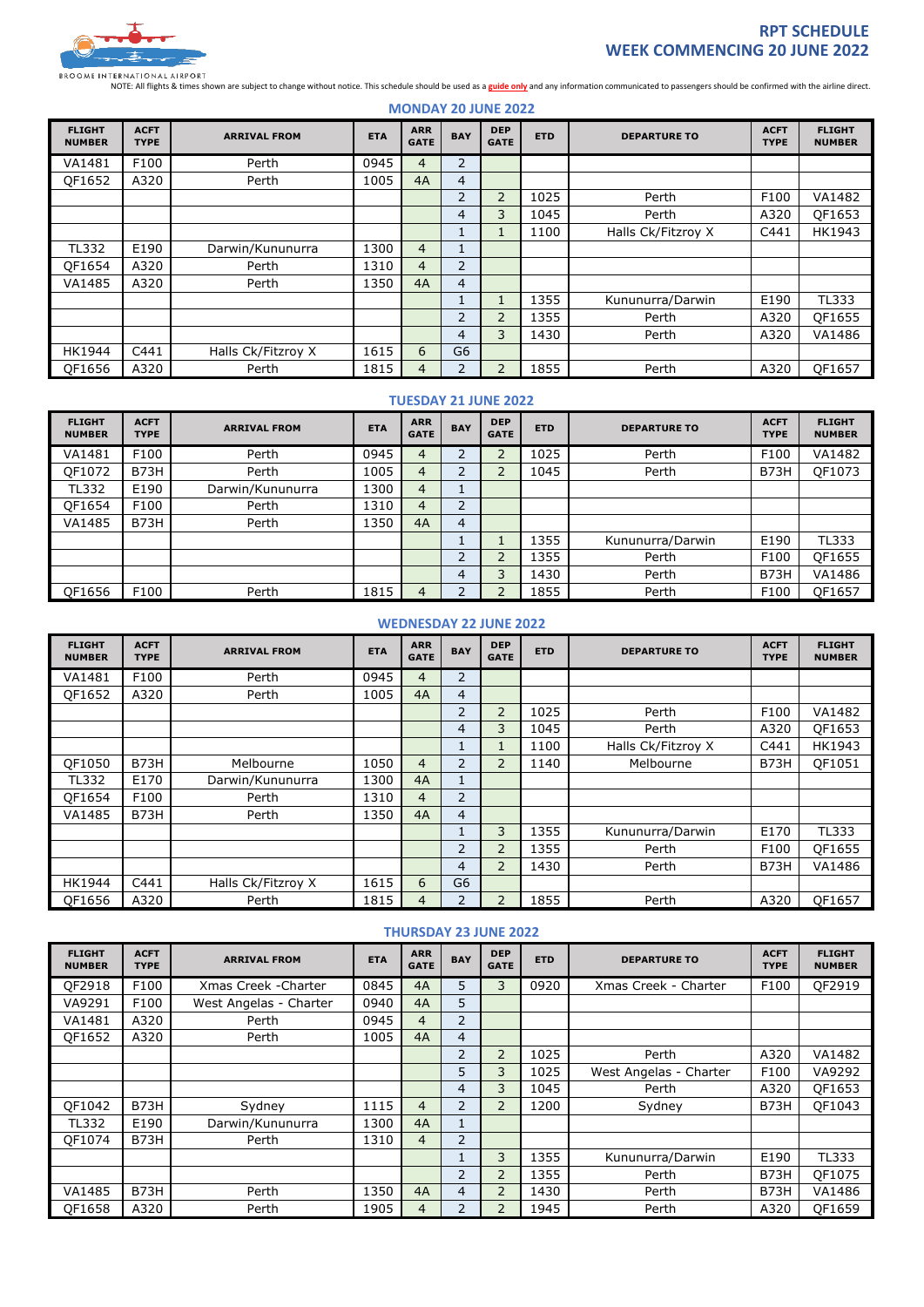# RPT SCHEDULE
# WEEK COMMENCING 20 JUNE 2022

BROOME INTERNATIONAL AIRPORT

NOTE: All flights & times shown are subject to change without notice. This schedule should be used as a **guide only** and any information communicated to passengers should be confirmed with the airline direct.

## MONDAY 20 JUNE 2022

| FLIGHT NUMBER | ACFT TYPE | ARRIVAL FROM | ETA | ARR GATE | BAY | DEP GATE | ETD | DEPARTURE TO | ACFT TYPE | FLIGHT NUMBER |
|---|---|---|---|---|---|---|---|---|---|---|
| VA1481 | F100 | Perth | 0945 | 4 | 2 | | | | | |
| QF1652 | A320 | Perth | 1005 | 4A | 4 | | | | | |
| | | | | | 2 | 2 | 1025 | Perth | F100 | VA1482 |
| | | | | | 4 | 3 | 1045 | Perth | A320 | QF1653 |
| | | | | | 1 | 1 | 1100 | Halls Ck/Fitzroy X | C441 | HK1943 |
| TL332 | E190 | Darwin/Kununurra | 1300 | 4 | 1 | | | | | |
| QF1654 | A320 | Perth | 1310 | 4 | 2 | | | | | |
| VA1485 | A320 | Perth | 1350 | 4A | 4 | | | | | |
| | | | | | 1 | 1 | 1355 | Kununurra/Darwin | E190 | TL333 |
| | | | | | 2 | 2 | 1355 | Perth | A320 | QF1655 |
| | | | | | 4 | 3 | 1430 | Perth | A320 | VA1486 |
| HK1944 | C441 | Halls Ck/Fitzroy X | 1615 | 6 | G6 | | | | | |
| QF1656 | A320 | Perth | 1815 | 4 | 2 | 2 | 1855 | Perth | A320 | QF1657 |

## TUESDAY 21 JUNE 2022

| FLIGHT NUMBER | ACFT TYPE | ARRIVAL FROM | ETA | ARR GATE | BAY | DEP GATE | ETD | DEPARTURE TO | ACFT TYPE | FLIGHT NUMBER |
|---|---|---|---|---|---|---|---|---|---|---|
| VA1481 | F100 | Perth | 0945 | 4 | 2 | 2 | 1025 | Perth | F100 | VA1482 |
| QF1072 | B73H | Perth | 1005 | 4 | 2 | 2 | 1045 | Perth | B73H | QF1073 |
| TL332 | E190 | Darwin/Kununurra | 1300 | 4 | 1 | | | | | |
| QF1654 | F100 | Perth | 1310 | 4 | 2 | | | | | |
| VA1485 | B73H | Perth | 1350 | 4A | 4 | | | | | |
| | | | | | 1 | 1 | 1355 | Kununurra/Darwin | E190 | TL333 |
| | | | | | 2 | 2 | 1355 | Perth | F100 | QF1655 |
| | | | | | 4 | 3 | 1430 | Perth | B73H | VA1486 |
| QF1656 | F100 | Perth | 1815 | 4 | 2 | 2 | 1855 | Perth | F100 | QF1657 |

## WEDNESDAY 22 JUNE 2022

| FLIGHT NUMBER | ACFT TYPE | ARRIVAL FROM | ETA | ARR GATE | BAY | DEP GATE | ETD | DEPARTURE TO | ACFT TYPE | FLIGHT NUMBER |
|---|---|---|---|---|---|---|---|---|---|---|
| VA1481 | F100 | Perth | 0945 | 4 | 2 | | | | | |
| QF1652 | A320 | Perth | 1005 | 4A | 4 | | | | | |
| | | | | | 2 | 2 | 1025 | Perth | F100 | VA1482 |
| | | | | | 4 | 3 | 1045 | Perth | A320 | QF1653 |
| | | | | | 1 | 1 | 1100 | Halls Ck/Fitzroy X | C441 | HK1943 |
| QF1050 | B73H | Melbourne | 1050 | 4 | 2 | 2 | 1140 | Melbourne | B73H | QF1051 |
| TL332 | E170 | Darwin/Kununurra | 1300 | 4A | 1 | | | | | |
| QF1654 | F100 | Perth | 1310 | 4 | 2 | | | | | |
| VA1485 | B73H | Perth | 1350 | 4A | 4 | | | | | |
| | | | | | 1 | 3 | 1355 | Kununurra/Darwin | E170 | TL333 |
| | | | | | 2 | 2 | 1355 | Perth | F100 | QF1655 |
| | | | | | 4 | 2 | 1430 | Perth | B73H | VA1486 |
| HK1944 | C441 | Halls Ck/Fitzroy X | 1615 | 6 | G6 | | | | | |
| QF1656 | A320 | Perth | 1815 | 4 | 2 | 2 | 1855 | Perth | A320 | QF1657 |

## THURSDAY 23 JUNE 2022

| FLIGHT NUMBER | ACFT TYPE | ARRIVAL FROM | ETA | ARR GATE | BAY | DEP GATE | ETD | DEPARTURE TO | ACFT TYPE | FLIGHT NUMBER |
|---|---|---|---|---|---|---|---|---|---|---|
| QF2918 | F100 | Xmas Creek -Charter | 0845 | 4A | 5 | 3 | 0920 | Xmas Creek - Charter | F100 | QF2919 |
| VA9291 | F100 | West Angelas - Charter | 0940 | 4A | 5 | | | | | |
| VA1481 | A320 | Perth | 0945 | 4 | 2 | | | | | |
| QF1652 | A320 | Perth | 1005 | 4A | 4 | | | | | |
| | | | | | 2 | 2 | 1025 | Perth | A320 | VA1482 |
| | | | | | 5 | 3 | 1025 | West Angelas - Charter | F100 | VA9292 |
| | | | | | 4 | 3 | 1045 | Perth | A320 | QF1653 |
| QF1042 | B73H | Sydney | 1115 | 4 | 2 | 2 | 1200 | Sydney | B73H | QF1043 |
| TL332 | E190 | Darwin/Kununurra | 1300 | 4A | 1 | | | | | |
| QF1074 | B73H | Perth | 1310 | 4 | 2 | | | | | |
| | | | | | 1 | 3 | 1355 | Kununurra/Darwin | E190 | TL333 |
| | | | | | 2 | 2 | 1355 | Perth | B73H | QF1075 |
| VA1485 | B73H | Perth | 1350 | 4A | 4 | 2 | 1430 | Perth | B73H | VA1486 |
| QF1658 | A320 | Perth | 1905 | 4 | 2 | 2 | 1945 | Perth | A320 | QF1659 |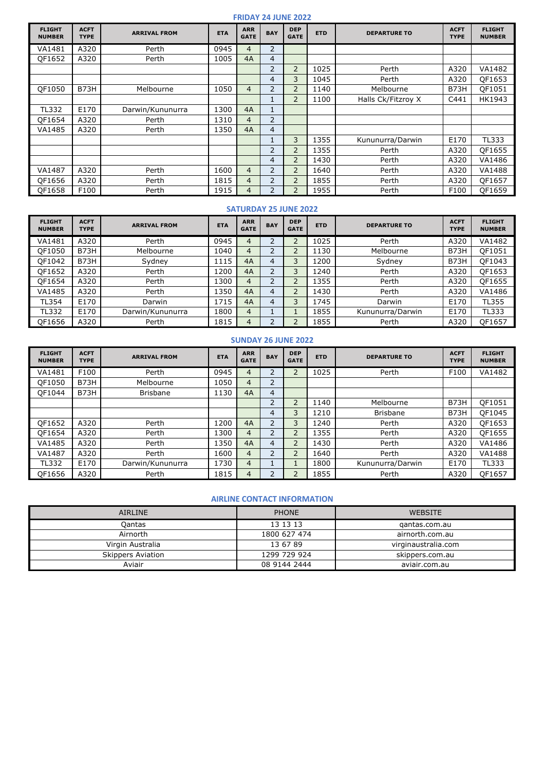### FRIDAY 24 JUNE 2022

| FLIGHT NUMBER | ACFT TYPE | ARRIVAL FROM | ETA | ARR GATE | BAY | DEP GATE | ETD | DEPARTURE TO | ACFT TYPE | FLIGHT NUMBER |
|---|---|---|---|---|---|---|---|---|---|---|
| VA1481 | A320 | Perth | 0945 | 4 | 2 | | | | | |
| QF1652 | A320 | Perth | 1005 | 4A | 4 | | | | | |
| | | | | | 2 | 2 | 1025 | Perth | A320 | VA1482 |
| | | | | | 4 | 3 | 1045 | Perth | A320 | QF1653 |
| QF1050 | B73H | Melbourne | 1050 | 4 | 2 | 2 | 1140 | Melbourne | B73H | QF1051 |
| | | | | | 1 | 2 | 1100 | Halls Ck/Fitzroy X | C441 | HK1943 |
| TL332 | E170 | Darwin/Kununurra | 1300 | 4A | 1 | | | | | |
| QF1654 | A320 | Perth | 1310 | 4 | 2 | | | | | |
| VA1485 | A320 | Perth | 1350 | 4A | 4 | | | | | |
| | | | | | 1 | 3 | 1355 | Kununurra/Darwin | E170 | TL333 |
| | | | | | 2 | 2 | 1355 | Perth | A320 | QF1655 |
| | | | | | 4 | 2 | 1430 | Perth | A320 | VA1486 |
| VA1487 | A320 | Perth | 1600 | 4 | 2 | 2 | 1640 | Perth | A320 | VA1488 |
| QF1656 | A320 | Perth | 1815 | 4 | 2 | 2 | 1855 | Perth | A320 | QF1657 |
| QF1658 | F100 | Perth | 1915 | 4 | 2 | 2 | 1955 | Perth | F100 | QF1659 |

### SATURDAY 25 JUNE 2022

| FLIGHT NUMBER | ACFT TYPE | ARRIVAL FROM | ETA | ARR GATE | BAY | DEP GATE | ETD | DEPARTURE TO | ACFT TYPE | FLIGHT NUMBER |
|---|---|---|---|---|---|---|---|---|---|---|
| VA1481 | A320 | Perth | 0945 | 4 | 2 | 2 | 1025 | Perth | A320 | VA1482 |
| QF1050 | B73H | Melbourne | 1040 | 4 | 2 | 2 | 1130 | Melbourne | B73H | QF1051 |
| QF1042 | B73H | Sydney | 1115 | 4A | 4 | 3 | 1200 | Sydney | B73H | QF1043 |
| QF1652 | A320 | Perth | 1200 | 4A | 2 | 3 | 1240 | Perth | A320 | QF1653 |
| QF1654 | A320 | Perth | 1300 | 4 | 2 | 2 | 1355 | Perth | A320 | QF1655 |
| VA1485 | A320 | Perth | 1350 | 4A | 4 | 2 | 1430 | Perth | A320 | VA1486 |
| TL354 | E170 | Darwin | 1715 | 4A | 4 | 3 | 1745 | Darwin | E170 | TL355 |
| TL332 | E170 | Darwin/Kununurra | 1800 | 4 | 1 | 1 | 1855 | Kununurra/Darwin | E170 | TL333 |
| QF1656 | A320 | Perth | 1815 | 4 | 2 | 2 | 1855 | Perth | A320 | QF1657 |

### SUNDAY 26 JUNE 2022

| FLIGHT NUMBER | ACFT TYPE | ARRIVAL FROM | ETA | ARR GATE | BAY | DEP GATE | ETD | DEPARTURE TO | ACFT TYPE | FLIGHT NUMBER |
|---|---|---|---|---|---|---|---|---|---|---|
| VA1481 | F100 | Perth | 0945 | 4 | 2 | 2 | 1025 | Perth | F100 | VA1482 |
| QF1050 | B73H | Melbourne | 1050 | 4 | 2 | | | | | |
| QF1044 | B73H | Brisbane | 1130 | 4A | 4 | | | | | |
| | | | | | 2 | 2 | 1140 | Melbourne | B73H | QF1051 |
| | | | | | 4 | 3 | 1210 | Brisbane | B73H | QF1045 |
| QF1652 | A320 | Perth | 1200 | 4A | 2 | 3 | 1240 | Perth | A320 | QF1653 |
| QF1654 | A320 | Perth | 1300 | 4 | 2 | 2 | 1355 | Perth | A320 | QF1655 |
| VA1485 | A320 | Perth | 1350 | 4A | 4 | 2 | 1430 | Perth | A320 | VA1486 |
| VA1487 | A320 | Perth | 1600 | 4 | 2 | 2 | 1640 | Perth | A320 | VA1488 |
| TL332 | E170 | Darwin/Kununurra | 1730 | 4 | 1 | 1 | 1800 | Kununurra/Darwin | E170 | TL333 |
| QF1656 | A320 | Perth | 1815 | 4 | 2 | 2 | 1855 | Perth | A320 | QF1657 |

### AIRLINE CONTACT INFORMATION

| AIRLINE | PHONE | WEBSITE |
|---|---|---|
| Qantas | 13 13 13 | qantas.com.au |
| Airnorth | 1800 627 474 | airnorth.com.au |
| Virgin Australia | 13 67 89 | virginaustralia.com |
| Skippers Aviation | 1299 729 924 | skippers.com.au |
| Aviair | 08 9144 2444 | aviair.com.au |